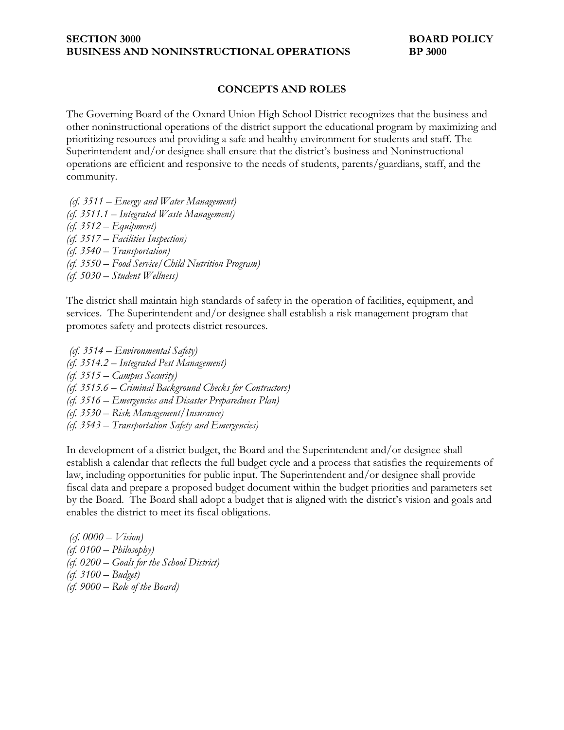**SECTION 3000** **BOARD POLICY**
**BUSINESS AND NONINSTRUCTIONAL OPERATIONS** **BP 3000**

## CONCEPTS AND ROLES

The Governing Board of the Oxnard Union High School District recognizes that the business and other noninstructional operations of the district support the educational program by maximizing and prioritizing resources and providing a safe and healthy environment for students and staff. The Superintendent and/or designee shall ensure that the district's business and Noninstructional operations are efficient and responsive to the needs of students, parents/guardians, staff, and the community.

*(cf. 3511 – Energy and Water Management)*
*(cf. 3511.1 – Integrated Waste Management)*
*(cf. 3512 – Equipment)*
*(cf. 3517 – Facilities Inspection)*
*(cf. 3540 – Transportation)*
*(cf. 3550 – Food Service/Child Nutrition Program)*
*(cf. 5030 – Student Wellness)*

The district shall maintain high standards of safety in the operation of facilities, equipment, and services. The Superintendent and/or designee shall establish a risk management program that promotes safety and protects district resources.

*(cf. 3514 – Environmental Safety)*
*(cf. 3514.2 – Integrated Pest Management)*
*(cf. 3515 – Campus Security)*
*(cf. 3515.6 – Criminal Background Checks for Contractors)*
*(cf. 3516 – Emergencies and Disaster Preparedness Plan)*
*(cf. 3530 – Risk Management/Insurance)*
*(cf. 3543 – Transportation Safety and Emergencies)*

In development of a district budget, the Board and the Superintendent and/or designee shall establish a calendar that reflects the full budget cycle and a process that satisfies the requirements of law, including opportunities for public input. The Superintendent and/or designee shall provide fiscal data and prepare a proposed budget document within the budget priorities and parameters set by the Board. The Board shall adopt a budget that is aligned with the district's vision and goals and enables the district to meet its fiscal obligations.

*(cf. 0000 – Vision)*
*(cf. 0100 – Philosophy)*
*(cf. 0200 – Goals for the School District)*
*(cf. 3100 – Budget)*
*(cf. 9000 – Role of the Board)*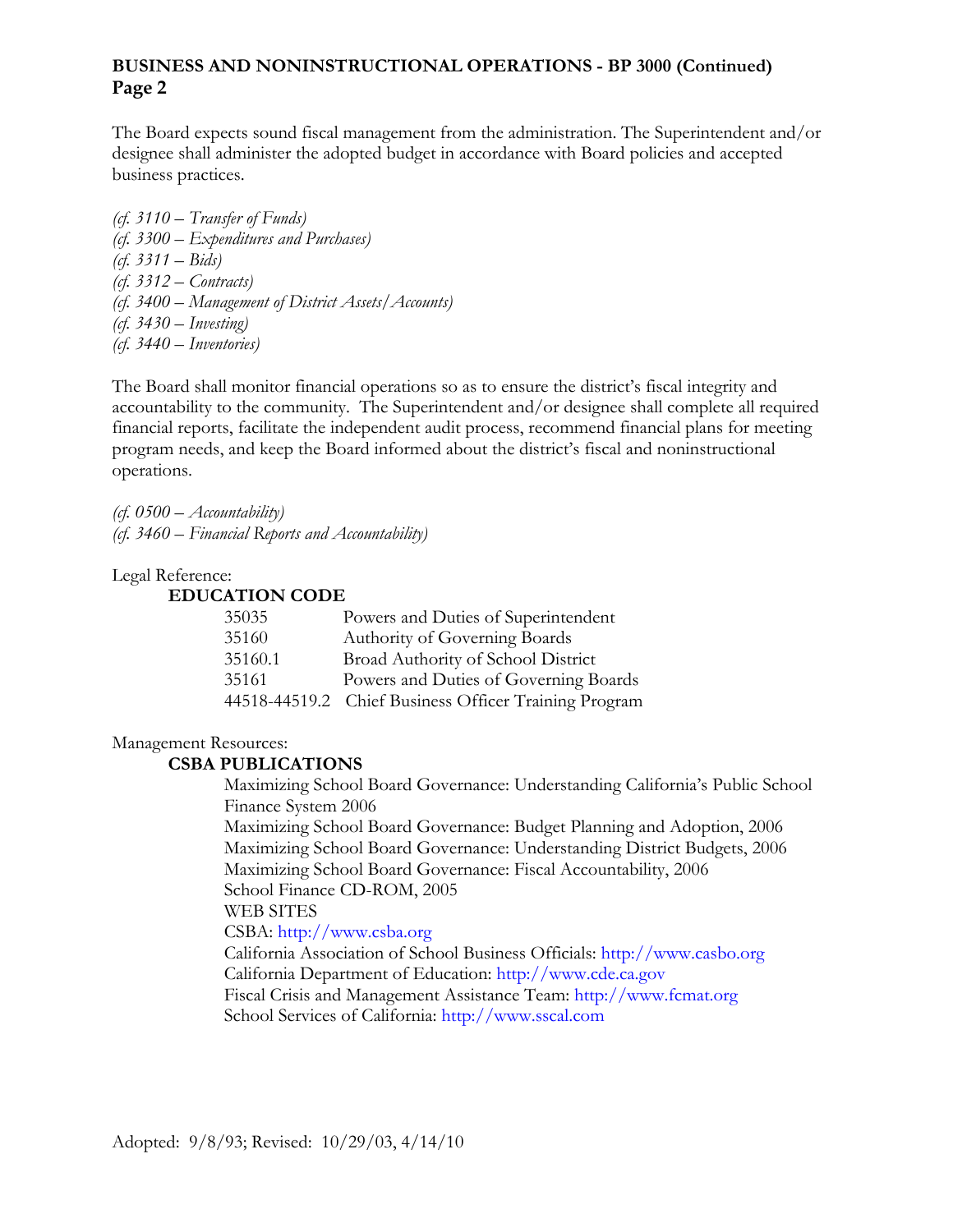The Board expects sound fiscal management from the administration. The Superintendent and/or designee shall administer the adopted budget in accordance with Board policies and accepted business practices.

*(cf. 3110 – Transfer of Funds)*
*(cf. 3300 – Expenditures and Purchases)*
*(cf. 3311 – Bids)*
*(cf. 3312 – Contracts)*
*(cf. 3400 – Management of District Assets/Accounts)*
*(cf. 3430 – Investing)*
*(cf. 3440 – Inventories)*

The Board shall monitor financial operations so as to ensure the district's fiscal integrity and accountability to the community. The Superintendent and/or designee shall complete all required financial reports, facilitate the independent audit process, recommend financial plans for meeting program needs, and keep the Board informed about the district's fiscal and noninstructional operations.

*(cf. 0500 – Accountability)*
*(cf. 3460 – Financial Reports and Accountability)*

Legal Reference:

**EDUCATION CODE**

| | |
|---|---|
| 35035 | Powers and Duties of Superintendent |
| 35160 | Authority of Governing Boards |
| 35160.1 | Broad Authority of School District |
| 35161 | Powers and Duties of Governing Boards |
| 44518-44519.2 | Chief Business Officer Training Program |

Management Resources:

**CSBA PUBLICATIONS**

Maximizing School Board Governance: Understanding California's Public School Finance System 2006
Maximizing School Board Governance: Budget Planning and Adoption, 2006
Maximizing School Board Governance: Understanding District Budgets, 2006
Maximizing School Board Governance: Fiscal Accountability, 2006
School Finance CD-ROM, 2005
WEB SITES
CSBA: http://www.csba.org
California Association of School Business Officials: http://www.casbo.org
California Department of Education: http://www.cde.ca.gov
Fiscal Crisis and Management Assistance Team: http://www.fcmat.org
School Services of California: http://www.sscal.com

Adopted: 9/8/93; Revised: 10/29/03, 4/14/10